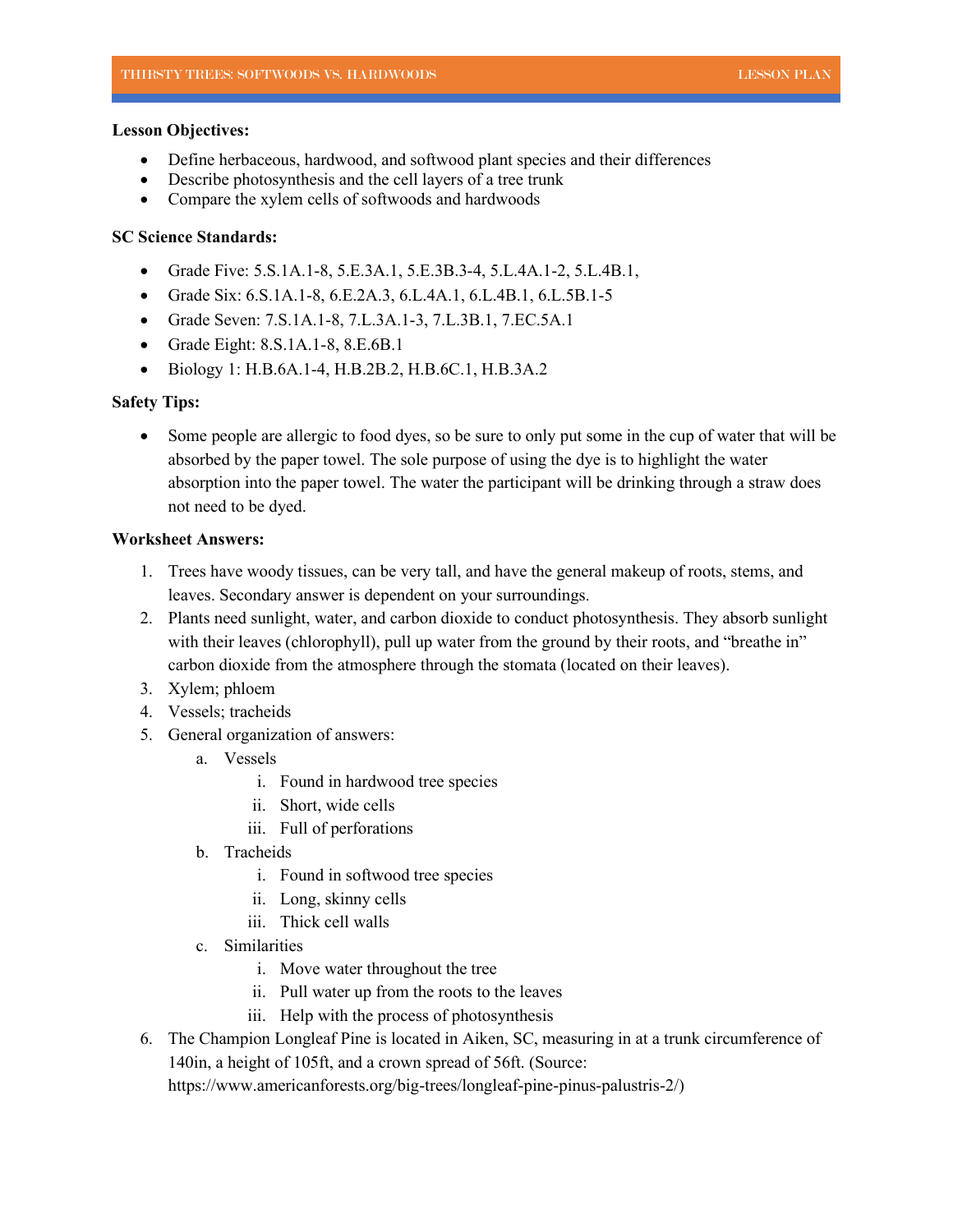**Lesson Objectives:**

- Define herbaceous, hardwood, and softwood plant species and their differences
- Describe photosynthesis and the cell layers of a tree trunk
- Compare the xylem cells of softwoods and hardwoods

**SC Science Standards:**

- Grade Five: 5.S.1A.1-8, 5.E.3A.1, 5.E.3B.3-4, 5.L.4A.1-2, 5.L.4B.1,
- Grade Six: 6.S.1A.1-8, 6.E.2A.3, 6.L.4A.1, 6.L.4B.1, 6.L.5B.1-5
- Grade Seven: 7.S.1A.1-8, 7.L.3A.1-3, 7.L.3B.1, 7.EC.5A.1
- Grade Eight: 8.S.1A.1-8, 8.E.6B.1
- Biology 1: H.B.6A.1-4, H.B.2B.2, H.B.6C.1, H.B.3A.2

**Safety Tips:**

- Some people are allergic to food dyes, so be sure to only put some in the cup of water that will be absorbed by the paper towel. The sole purpose of using the dye is to highlight the water absorption into the paper towel. The water the participant will be drinking through a straw does not need to be dyed.

**Worksheet Answers:**

1. Trees have woody tissues, can be very tall, and have the general makeup of roots, stems, and leaves. Secondary answer is dependent on your surroundings.
2. Plants need sunlight, water, and carbon dioxide to conduct photosynthesis. They absorb sunlight with their leaves (chlorophyll), pull up water from the ground by their roots, and "breathe in" carbon dioxide from the atmosphere through the stomata (located on their leaves).
3. Xylem; phloem
4. Vessels; tracheids
5. General organization of answers:
   a. Vessels
      i. Found in hardwood tree species
      ii. Short, wide cells
      iii. Full of perforations
   b. Tracheids
      i. Found in softwood tree species
      ii. Long, skinny cells
      iii. Thick cell walls
   c. Similarities
      i. Move water throughout the tree
      ii. Pull water up from the roots to the leaves
      iii. Help with the process of photosynthesis
6. The Champion Longleaf Pine is located in Aiken, SC, measuring in at a trunk circumference of 140in, a height of 105ft, and a crown spread of 56ft. (Source: https://www.americanforests.org/big-trees/longleaf-pine-pinus-palustris-2/)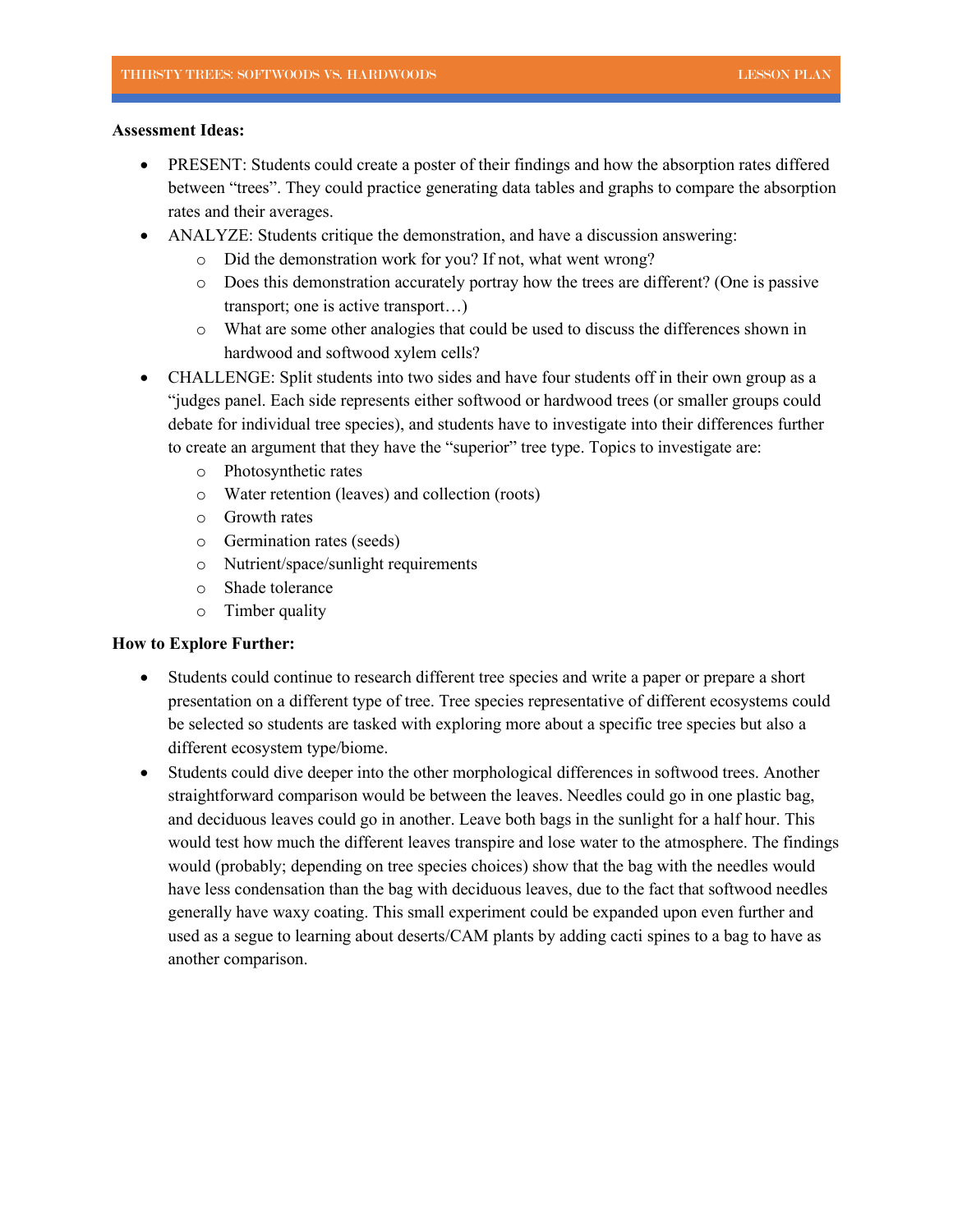**Assessment Ideas:**

- PRESENT: Students could create a poster of their findings and how the absorption rates differed between "trees". They could practice generating data tables and graphs to compare the absorption rates and their averages.
- ANALYZE: Students critique the demonstration, and have a discussion answering:
  - Did the demonstration work for you? If not, what went wrong?
  - Does this demonstration accurately portray how the trees are different? (One is passive transport; one is active transport…)
  - What are some other analogies that could be used to discuss the differences shown in hardwood and softwood xylem cells?
- CHALLENGE: Split students into two sides and have four students off in their own group as a "judges panel. Each side represents either softwood or hardwood trees (or smaller groups could debate for individual tree species), and students have to investigate into their differences further to create an argument that they have the "superior" tree type. Topics to investigate are:
  - Photosynthetic rates
  - Water retention (leaves) and collection (roots)
  - Growth rates
  - Germination rates (seeds)
  - Nutrient/space/sunlight requirements
  - Shade tolerance
  - Timber quality

**How to Explore Further:**

- Students could continue to research different tree species and write a paper or prepare a short presentation on a different type of tree. Tree species representative of different ecosystems could be selected so students are tasked with exploring more about a specific tree species but also a different ecosystem type/biome.
- Students could dive deeper into the other morphological differences in softwood trees. Another straightforward comparison would be between the leaves. Needles could go in one plastic bag, and deciduous leaves could go in another. Leave both bags in the sunlight for a half hour. This would test how much the different leaves transpire and lose water to the atmosphere. The findings would (probably; depending on tree species choices) show that the bag with the needles would have less condensation than the bag with deciduous leaves, due to the fact that softwood needles generally have waxy coating. This small experiment could be expanded upon even further and used as a segue to learning about deserts/CAM plants by adding cacti spines to a bag to have as another comparison.